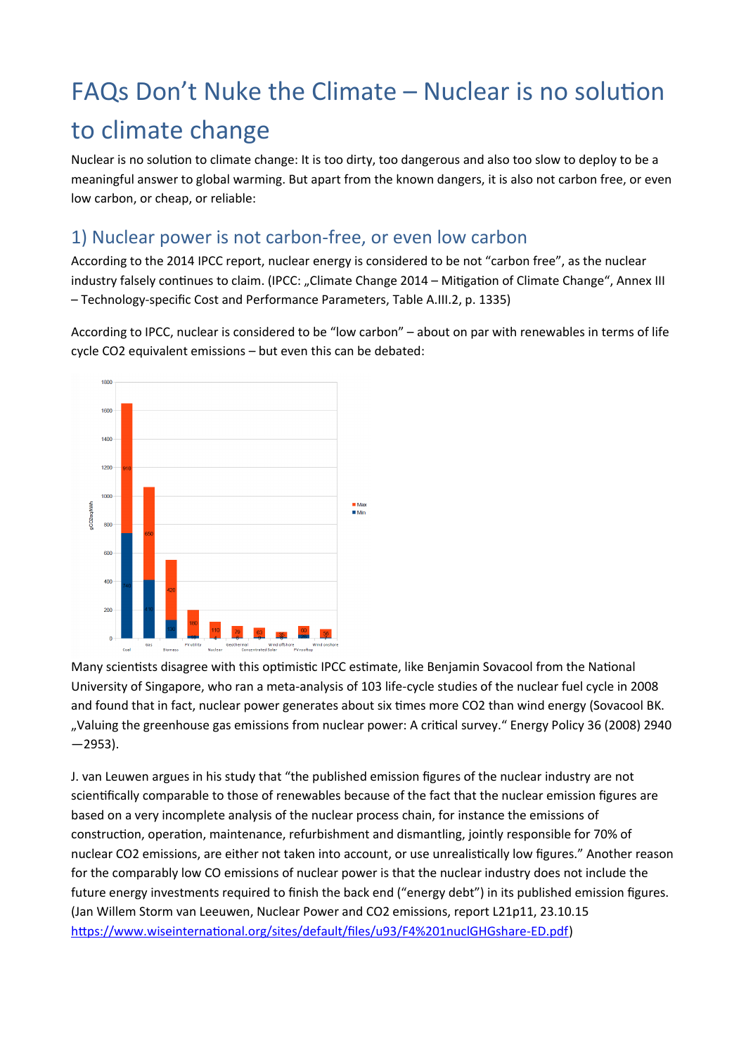# FAQs Don't Nuke the Climate – Nuclear is no solution to climate change

Nuclear is no solution to climate change: It is too dirty, too dangerous and also too slow to deploy to be a meaningful answer to global warming. But apart from the known dangers, it is also not carbon free, or even low carbon, or cheap, or reliable:

## 1) Nuclear power is not carbon-free, or even low carbon

According to the 2014 IPCC report, nuclear energy is considered to be not "carbon free", as the nuclear industry falsely continues to claim. (IPCC: „Climate Change 2014 – Mitigation of Climate Change", Annex III – Technology-specific Cost and Performance Parameters, Table A.III.2, p. 1335)

According to IPCC, nuclear is considered to be "low carbon" – about on par with renewables in terms of life cycle CO2 equivalent emissions – but even this can be debated:

Many scientists disagree with this optimistic IPCC estimate, like Benjamin Sovacool from the National University of Singapore, who ran a meta-analysis of 103 life-cycle studies of the nuclear fuel cycle in 2008 and found that in fact, nuclear power generates about six times more CO2 than wind energy (Sovacool BK. „Valuing the greenhouse gas emissions from nuclear power: A critical survey." Energy Policy 36 (2008) 2940—2953).

J. van Leuwen argues in his study that "the published emission figures of the nuclear industry are not scientifically comparable to those of renewables because of the fact that the nuclear emission figures are based on a very incomplete analysis of the nuclear process chain, for instance the emissions of construction, operation, maintenance, refurbishment and dismantling, jointly responsible for 70% of nuclear CO2 emissions, are either not taken into account, or use unrealistically low figures." Another reason for the comparably low CO emissions of nuclear power is that the nuclear industry does not include the future energy investments required to finish the back end ("energy debt") in its published emission figures. (Jan Willem Storm van Leeuwen, Nuclear Power and CO2 emissions, report L21p11, 23.10.15 https://www.wiseinternational.org/sites/default/files/u93/F4%201nuclGHGshare-ED.pdf)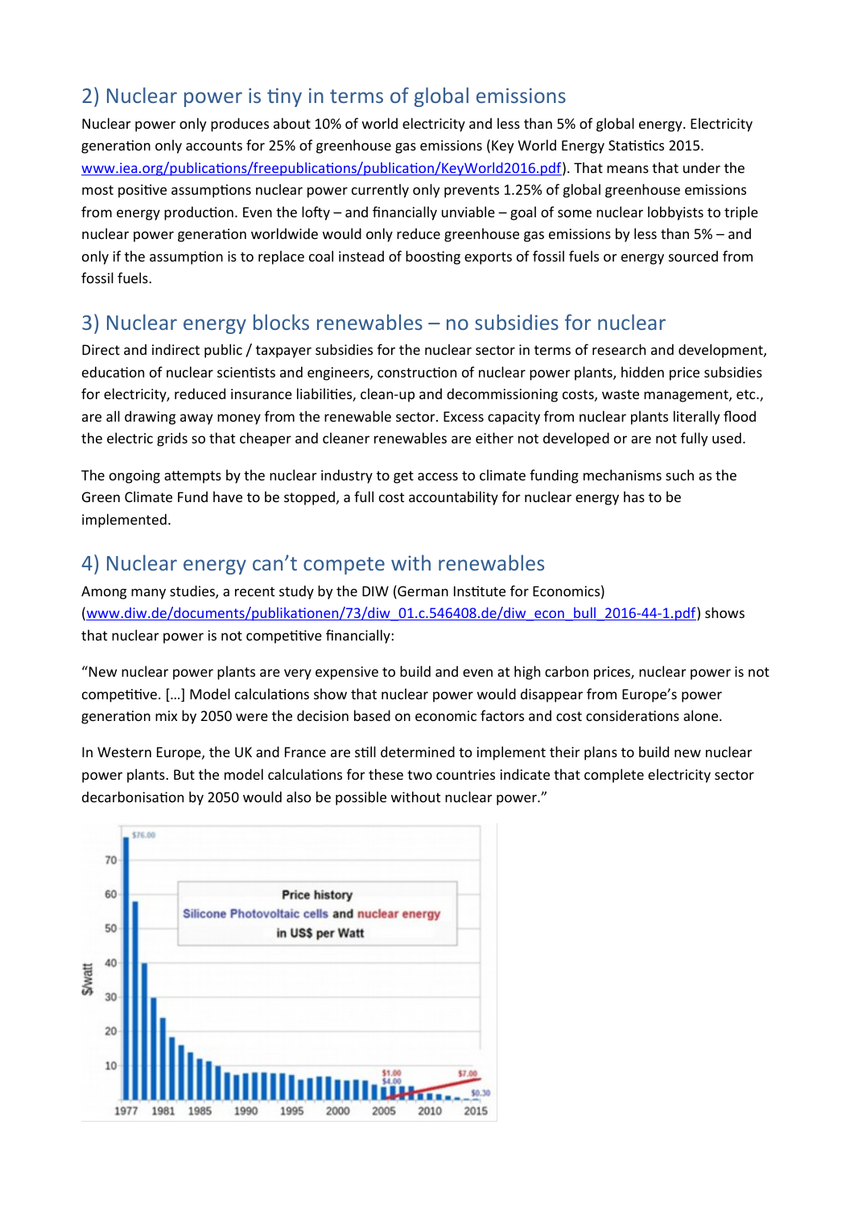## 2) Nuclear power is tiny in terms of global emissions

Nuclear power only produces about 10% of world electricity and less than 5% of global energy. Electricity generation only accounts for 25% of greenhouse gas emissions (Key World Energy Statistics 2015. www.iea.org/publications/freepublications/publication/KeyWorld2016.pdf). That means that under the most positive assumptions nuclear power currently only prevents 1.25% of global greenhouse emissions from energy production. Even the lofty – and financially unviable – goal of some nuclear lobbyists to triple nuclear power generation worldwide would only reduce greenhouse gas emissions by less than 5% – and only if the assumption is to replace coal instead of boosting exports of fossil fuels or energy sourced from fossil fuels.

## 3) Nuclear energy blocks renewables – no subsidies for nuclear

Direct and indirect public / taxpayer subsidies for the nuclear sector in terms of research and development, education of nuclear scientists and engineers, construction of nuclear power plants, hidden price subsidies for electricity, reduced insurance liabilities, clean-up and decommissioning costs, waste management, etc., are all drawing away money from the renewable sector. Excess capacity from nuclear plants literally flood the electric grids so that cheaper and cleaner renewables are either not developed or are not fully used.

The ongoing attempts by the nuclear industry to get access to climate funding mechanisms such as the Green Climate Fund have to be stopped, a full cost accountability for nuclear energy has to be implemented.

## 4) Nuclear energy can't compete with renewables

Among many studies, a recent study by the DIW (German Institute for Economics) (www.diw.de/documents/publikationen/73/diw_01.c.546408.de/diw_econ_bull_2016-44-1.pdf) shows that nuclear power is not competitive financially:

"New nuclear power plants are very expensive to build and even at high carbon prices, nuclear power is not competitive. […] Model calculations show that nuclear power would disappear from Europe's power generation mix by 2050 were the decision based on economic factors and cost considerations alone.

In Western Europe, the UK and France are still determined to implement their plans to build new nuclear power plants. But the model calculations for these two countries indicate that complete electricity sector decarbonisation by 2050 would also be possible without nuclear power."

Price history
Silicone Photovoltaic cells and nuclear energy
in US$ per Watt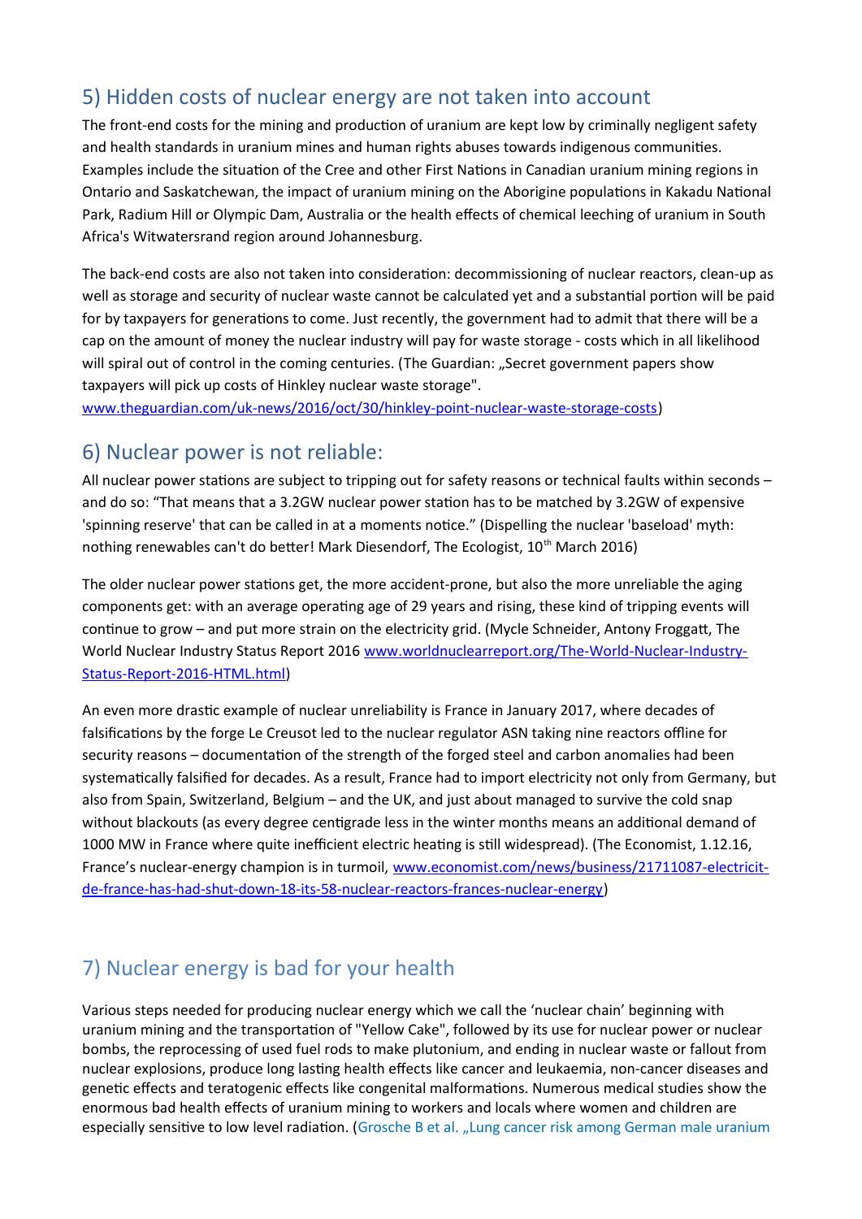## 5) Hidden costs of nuclear energy are not taken into account

The front-end costs for the mining and production of uranium are kept low by criminally negligent safety and health standards in uranium mines and human rights abuses towards indigenous communities. Examples include the situation of the Cree and other First Nations in Canadian uranium mining regions in Ontario and Saskatchewan, the impact of uranium mining on the Aborigine populations in Kakadu National Park, Radium Hill or Olympic Dam, Australia or the health effects of chemical leeching of uranium in South Africa's Witwatersrand region around Johannesburg.

The back-end costs are also not taken into consideration: decommissioning of nuclear reactors, clean-up as well as storage and security of nuclear waste cannot be calculated yet and a substantial portion will be paid for by taxpayers for generations to come. Just recently, the government had to admit that there will be a cap on the amount of money the nuclear industry will pay for waste storage - costs which in all likelihood will spiral out of control in the coming centuries. (The Guardian: „Secret government papers show taxpayers will pick up costs of Hinkley nuclear waste storage". www.theguardian.com/uk-news/2016/oct/30/hinkley-point-nuclear-waste-storage-costs)

## 6) Nuclear power is not reliable:

All nuclear power stations are subject to tripping out for safety reasons or technical faults within seconds – and do so: "That means that a 3.2GW nuclear power station has to be matched by 3.2GW of expensive 'spinning reserve' that can be called in at a moments notice." (Dispelling the nuclear 'baseload' myth: nothing renewables can't do better! Mark Diesendorf, The Ecologist, 10th March 2016)

The older nuclear power stations get, the more accident-prone, but also the more unreliable the aging components get: with an average operating age of 29 years and rising, these kind of tripping events will continue to grow – and put more strain on the electricity grid. (Mycle Schneider, Antony Froggatt, The World Nuclear Industry Status Report 2016 www.worldnuclearreport.org/The-World-Nuclear-Industry-Status-Report-2016-HTML.html)

An even more drastic example of nuclear unreliability is France in January 2017, where decades of falsifications by the forge Le Creusot led to the nuclear regulator ASN taking nine reactors offline for security reasons – documentation of the strength of the forged steel and carbon anomalies had been systematically falsified for decades. As a result, France had to import electricity not only from Germany, but also from Spain, Switzerland, Belgium – and the UK, and just about managed to survive the cold snap without blackouts (as every degree centigrade less in the winter months means an additional demand of 1000 MW in France where quite inefficient electric heating is still widespread). (The Economist, 1.12.16, France's nuclear-energy champion is in turmoil, www.economist.com/news/business/21711087-electricit-de-france-has-had-shut-down-18-its-58-nuclear-reactors-frances-nuclear-energy)

## 7) Nuclear energy is bad for your health

Various steps needed for producing nuclear energy which we call the 'nuclear chain' beginning with uranium mining and the transportation of "Yellow Cake", followed by its use for nuclear power or nuclear bombs, the reprocessing of used fuel rods to make plutonium, and ending in nuclear waste or fallout from nuclear explosions, produce long lasting health effects like cancer and leukaemia, non-cancer diseases and genetic effects and teratogenic effects like congenital malformations. Numerous medical studies show the enormous bad health effects of uranium mining to workers and locals where women and children are especially sensitive to low level radiation. (Grosche B et al. „Lung cancer risk among German male uranium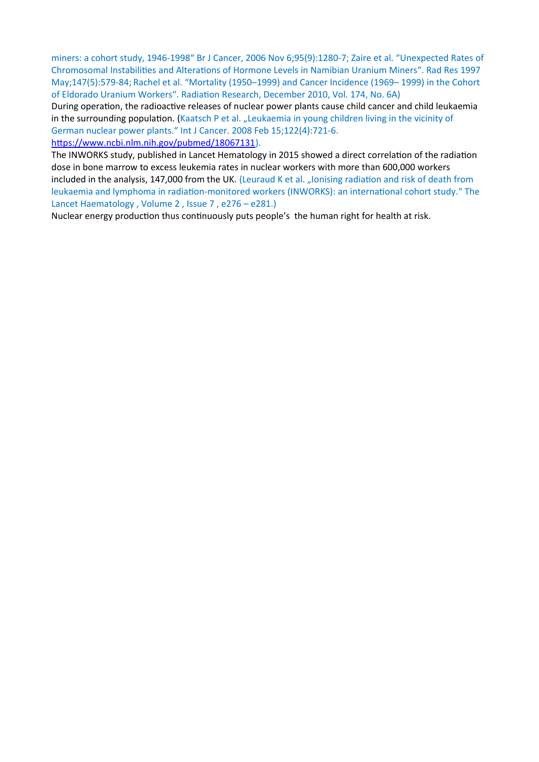miners: a cohort study, 1946-1998“ Br J Cancer, 2006 Nov 6;95(9):1280-7; Zaire et al. “Unexpected Rates of Chromosomal Instabilities and Alterations of Hormone Levels in Namibian Uranium Miners“. Rad Res 1997 May;147(5):579-84; Rachel et al. “Mortality (1950–1999) and Cancer Incidence (1969– 1999) in the Cohort of Eldorado Uranium Workers“. Radiation Research, December 2010, Vol. 174, No. 6A)

During operation, the radioactive releases of nuclear power plants cause child cancer and child leukaemia in the surrounding population. (Kaatsch P et al. „Leukaemia in young children living in the vicinity of German nuclear power plants.“ Int J Cancer. 2008 Feb 15;122(4):721-6. https://www.ncbi.nlm.nih.gov/pubmed/18067131).

The INWORKS study, published in Lancet Hematology in 2015 showed a direct correlation of the radiation dose in bone marrow to excess leukemia rates in nuclear workers with more than 600,000 workers included in the analysis, 147,000 from the UK. (Leuraud K et al. „Ionising radiation and risk of death from leukaemia and lymphoma in radiation-monitored workers (INWORKS): an international cohort study.“ The Lancet Haematology , Volume 2 , Issue 7 , e276 – e281.)

Nuclear energy production thus continuously puts people's  the human right for health at risk.